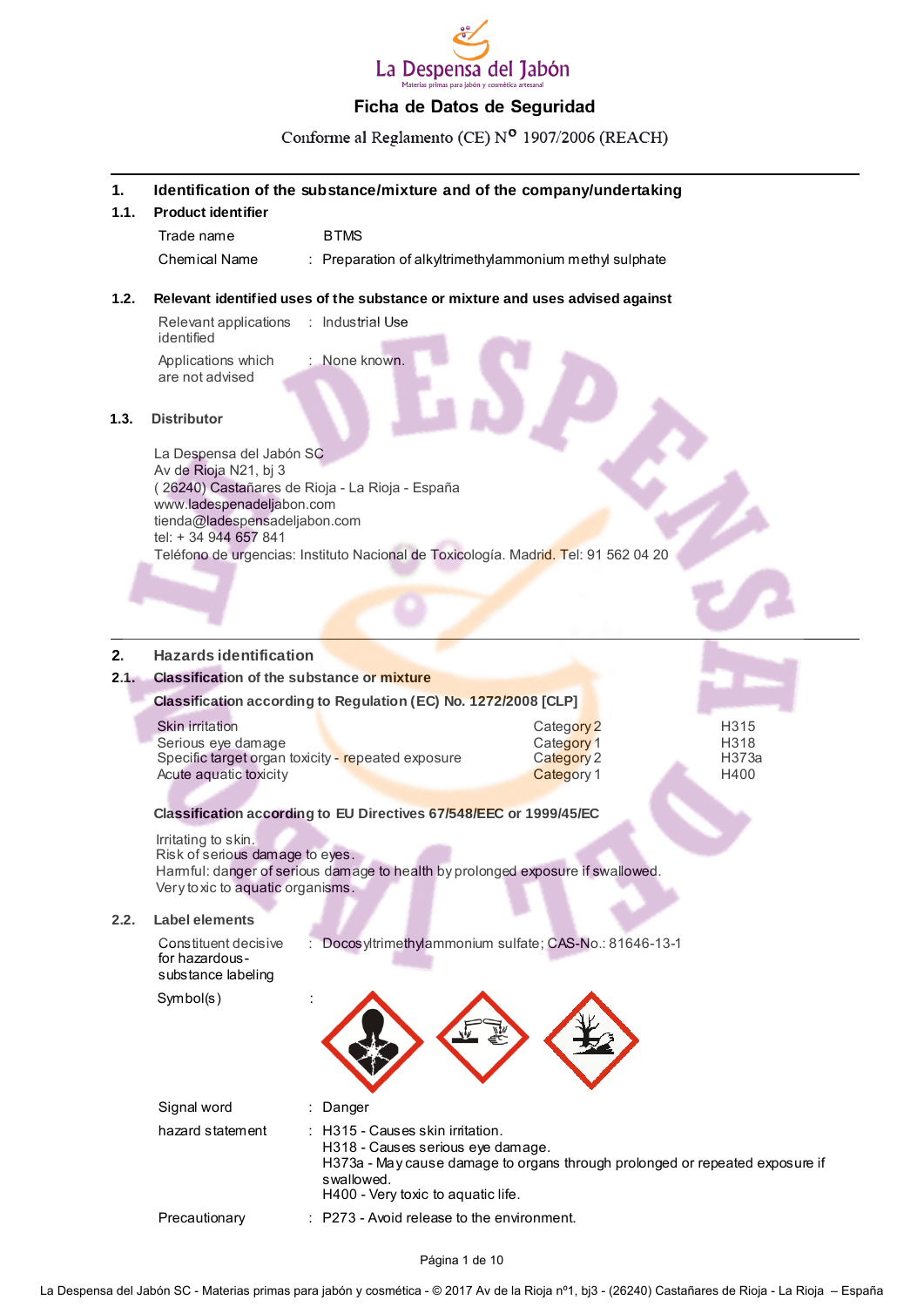La Despensa del Jabón

Materias primas para jabón y cosmética artesanal

# Ficha de Datos de Seguridad

Conforme al Reglamento (CE) Nº 1907/2006 (REACH)

## 1. Identification of the substance/mixture and of the company/undertaking

### 1.1. Product identifier

| | | |
|---|---|---|
| Trade name | | BTMS |
| Chemical Name | : | Preparation of alkyltrimethylammonium methyl sulphate |

### 1.2. Relevant identified uses of the substance or mixture and uses advised against

| | | |
|---|---|---|
| Relevant applications identified | : | Industrial Use |
| Applications which are not advised | : | None known. |

### 1.3. Distributor

La Despensa del Jabón SC
Av de Rioja N21, bj 3
( 26240) Castañares de Rioja - La Rioja - España
www.ladespenadeljabon.com
tienda@ladespensadeljabon.com
tel: + 34 944 657 841
Teléfono de urgencias: Instituto Nacional de Toxicología. Madrid. Tel: 91 562 04 20

## 2. Hazards identification

### 2.1. Classification of the substance or mixture

**Classification according to Regulation (EC) No. 1272/2008 [CLP]**

| | | |
|---|---|---|
| Skin irritation | Category 2 | H315 |
| Serious eye damage | Category 1 | H318 |
| Specific target organ toxicity - repeated exposure | Category 2 | H373a |
| Acute aquatic toxicity | Category 1 | H400 |

**Classification according to EU Directives 67/548/EEC or 1999/45/EC**

Irritating to skin.
Risk of serious damage to eyes.
Harmful: danger of serious damage to health by prolonged exposure if swallowed.
Very toxic to aquatic organisms.

### 2.2. Label elements

| | | |
|---|---|---|
| Constituent decisive for hazardous-substance labeling | : | Docosyltrimethylammonium sulfate; CAS-No.: 81646-13-1 |
| Symbol(s) | : | |
| Signal word | : | Danger |
| hazard statement | : | H315 - Causes skin irritation.<br>H318 - Causes serious eye damage.<br>H373a - May cause damage to organs through prolonged or repeated exposure if swallowed.<br>H400 - Very toxic to aquatic life. |
| Precautionary | : | P273 - Avoid release to the environment. |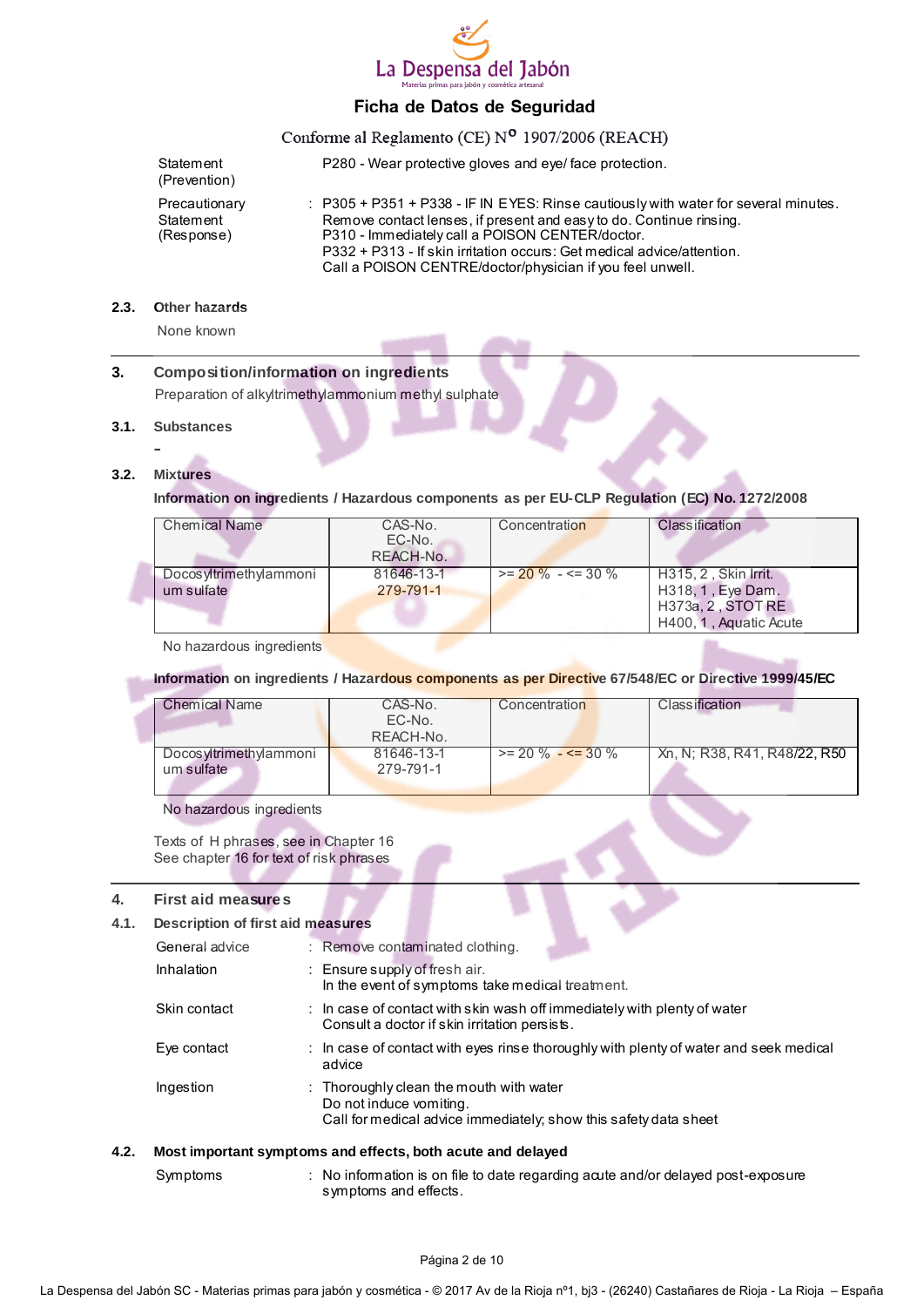| | | |
|---|---|---|
| Statement (Prevention) | | P280 - Wear protective gloves and eye/ face protection. |
| Precautionary Statement (Response) | : | P305 + P351 + P338 - IF IN EYES: Rinse cautiously with water for several minutes. Remove contact lenses, if present and easy to do. Continue rinsing.<br>P310 - Immediately call a POISON CENTER/doctor.<br>P332 + P313 - If skin irritation occurs: Get medical advice/attention.<br>Call a POISON CENTRE/doctor/physician if you feel unwell. |

### 2.3. Other hazards

None known

## 3. Composition/information on ingredients

Preparation of alkyltrimethylammonium methyl sulphate

### 3.1. Substances

–

### 3.2. Mixtures

**Information on ingredients / Hazardous components as per EU-CLP Regulation (EC) No. 1272/2008**

| Chemical Name | CAS-No.<br>EC-No.<br>REACH-No. | Concentration | Classification |
|---|---|---|---|
| Docosyltrimethylammonium sulfate | 81646-13-1<br>279-791-1 | >= 20 % - <= 30 % | H315, 2 , Skin Irrit.<br>H318, 1 , Eye Dam.<br>H373a, 2 , STOT RE<br>H400, 1 , Aquatic Acute |

No hazardous ingredients

**Information on ingredients / Hazardous components as per Directive 67/548/EC or Directive 1999/45/EC**

| Chemical Name | CAS-No.<br>EC-No.<br>REACH-No. | Concentration | Classification |
|---|---|---|---|
| Docosyltrimethylammonium sulfate | 81646-13-1<br>279-791-1 | >= 20 % - <= 30 % | Xn, N; R38, R41, R48/22, R50 |

No hazardous ingredients

Texts of H phrases, see in Chapter 16
See chapter 16 for text of risk phrases

## 4. First aid measures

### 4.1. Description of first aid measures

| | | |
|---|---|---|
| General advice | : | Remove contaminated clothing. |
| Inhalation | : | Ensure supply of fresh air.<br>In the event of symptoms take medical treatment. |
| Skin contact | : | In case of contact with skin wash off immediately with plenty of water<br>Consult a doctor if skin irritation persists. |
| Eye contact | : | In case of contact with eyes rinse thoroughly with plenty of water and seek medical advice |
| Ingestion | : | Thoroughly clean the mouth with water<br>Do not induce vomiting.<br>Call for medical advice immediately; show this safety data sheet |

### 4.2. Most important symptoms and effects, both acute and delayed

| | | |
|---|---|---|
| Symptoms | : | No information is on file to date regarding acute and/or delayed post-exposure symptoms and effects. |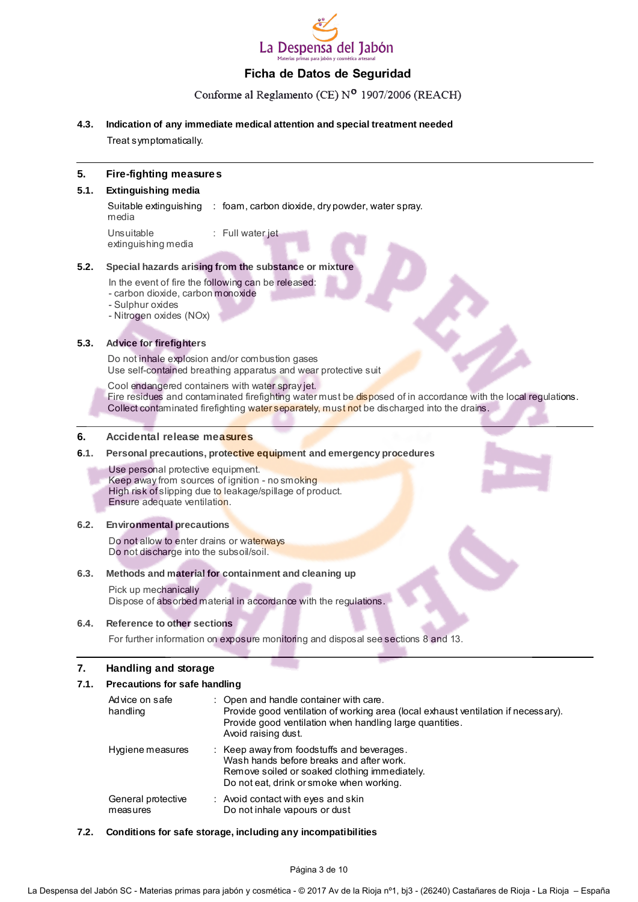#### 4.3. Indication of any immediate medical attention and special treatment needed

Treat symptomatically.

## 5. Fire-fighting measures

### 5.1. Extinguishing media

| | |
|---|---|
| Suitable extinguishing media | : foam, carbon dioxide, dry powder, water spray. |
| Unsuitable extinguishing media | : Full water jet |

### 5.2. Special hazards arising from the substance or mixture

In the event of fire the following can be released:
- carbon dioxide, carbon monoxide
- Sulphur oxides
- Nitrogen oxides (NOx)

### 5.3. Advice for firefighters

Do not inhale explosion and/or combustion gases
Use self-contained breathing apparatus and wear protective suit

Cool endangered containers with water spray jet.
Fire residues and contaminated firefighting water must be disposed of in accordance with the local regulations.
Collect contaminated firefighting water separately, must not be discharged into the drains.

## 6. Accidental release measures

### 6.1. Personal precautions, protective equipment and emergency procedures

Use personal protective equipment.
Keep away from sources of ignition - no smoking
High risk of slipping due to leakage/spillage of product.
Ensure adequate ventilation.

### 6.2. Environmental precautions

Do not allow to enter drains or waterways
Do not discharge into the subsoil/soil.

### 6.3. Methods and material for containment and cleaning up

Pick up mechanically
Dispose of absorbed material in accordance with the regulations.

### 6.4. Reference to other sections

For further information on exposure monitoring and disposal see sections 8 and 13.

## 7. Handling and storage

### 7.1. Precautions for safe handling

| | |
|---|---|
| Advice on safe handling | : Open and handle container with care.<br>Provide good ventilation of working area (local exhaust ventilation if necessary).<br>Provide good ventilation when handling large quantities.<br>Avoid raising dust. |
| Hygiene measures | : Keep away from foodstuffs and beverages.<br>Wash hands before breaks and after work.<br>Remove soiled or soaked clothing immediately.<br>Do not eat, drink or smoke when working. |
| General protective measures | : Avoid contact with eyes and skin<br>Do not inhale vapours or dust |

### 7.2. Conditions for safe storage, including any incompatibilities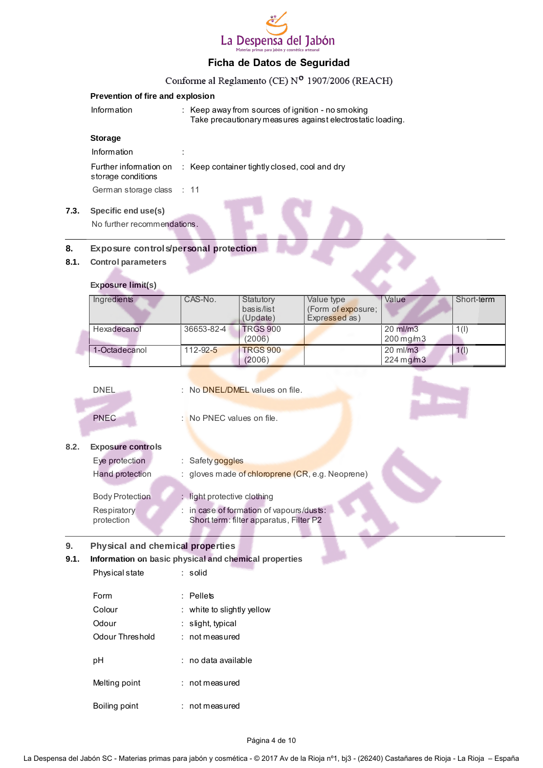**Prevention of fire and explosion**

Information : Keep away from sources of ignition - no smoking
Take precautionary measures against electrostatic loading.

**Storage**

Information :

Further information on storage conditions : Keep container tightly closed, cool and dry

German storage class : 11

## 7.3. Specific end use(s)

No further recommendations.

## 8. Exposure controls/personal protection

### 8.1. Control parameters

**Exposure limit(s)**

| Ingredients | CAS-No. | Statutory basis/list (Update) | Value type (Form of exposure; Expressed as) | Value | Short-term |
|---|---|---|---|---|---|
| Hexadecanol | 36653-82-4 | TRGS 900 (2006) | | 20 ml/m3<br>200 mg/m3 | 1(I) |
| 1-Octadecanol | 112-92-5 | TRGS 900 (2006) | | 20 ml/m3<br>224 mg/m3 | 1(I) |

DNEL : No DNEL/DMEL values on file.

PNEC : No PNEC values on file.

### 8.2. Exposure controls

Eye protection : Safety goggles

Hand protection : gloves made of chloroprene (CR, e.g. Neoprene)

Body Protection : light protective clothing

Respiratory protection : in case of formation of vapours/dusts:
Short term: filter apparatus, Filter P2

## 9. Physical and chemical properties

### 9.1. Information on basic physical and chemical properties

Physical state : solid

Form : Pellets

Colour : white to slightly yellow

Odour : slight, typical

Odour Threshold : not measured

pH : no data available

Melting point : not measured

Boiling point : not measured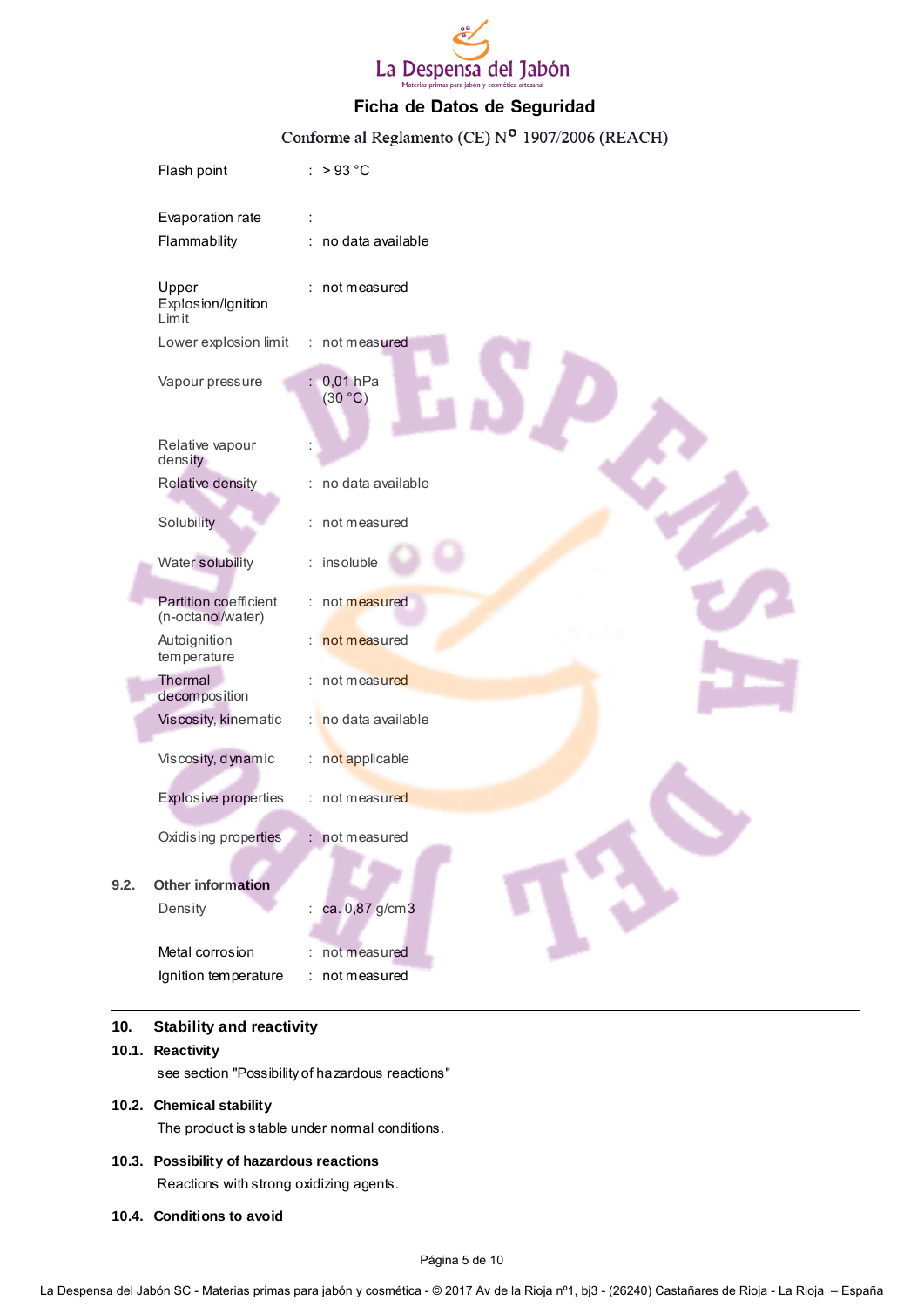| | | |
|---|---|---|
| Flash point | : | > 93 °C |
| Evaporation rate | : | |
| Flammability | : | no data available |
| Upper Explosion/Ignition Limit | : | not measured |
| Lower explosion limit | : | not measured |
| Vapour pressure | : | 0,01 hPa (30 °C) |
| Relative vapour density | : | |
| Relative density | : | no data available |
| Solubility | : | not measured |
| Water solubility | : | insoluble |
| Partition coefficient (n-octanol/water) | : | not measured |
| Autoignition temperature | : | not measured |
| Thermal decomposition | : | not measured |
| Viscosity, kinematic | : | no data available |
| Viscosity, dynamic | : | not applicable |
| Explosive properties | : | not measured |
| Oxidising properties | : | not measured |

### 9.2. Other information

| | | |
|---|---|---|
| Density | : | ca. 0,87 g/cm3 |
| Metal corrosion | : | not measured |
| Ignition temperature | : | not measured |

## 10. Stability and reactivity

### 10.1. Reactivity

see section "Possibility of hazardous reactions"

### 10.2. Chemical stability

The product is stable under normal conditions.

### 10.3. Possibility of hazardous reactions

Reactions with strong oxidizing agents.

### 10.4. Conditions to avoid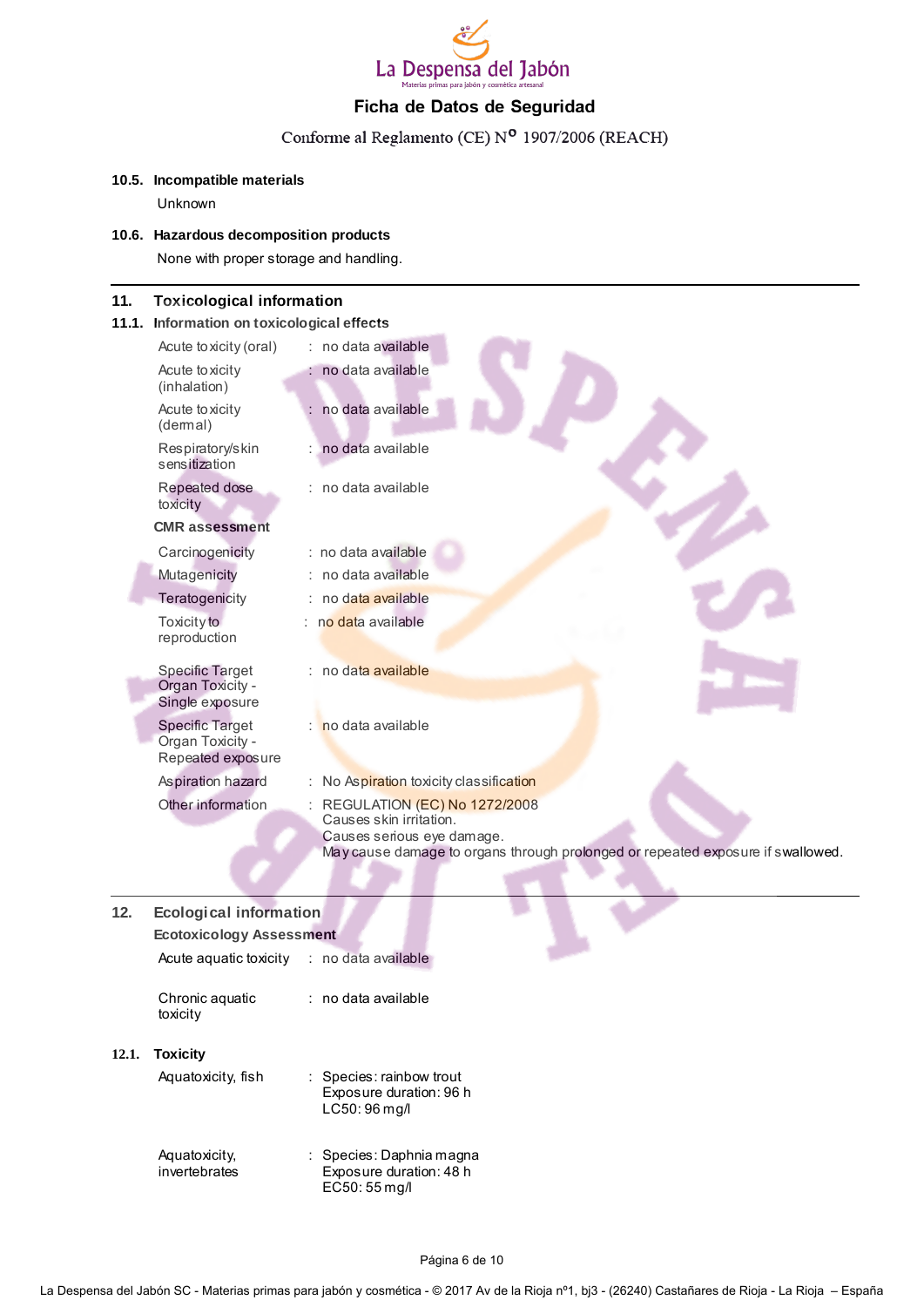## 10.5. Incompatible materials

Unknown

## 10.6. Hazardous decomposition products

None with proper storage and handling.

# 11. Toxicological information

## 11.1. Information on toxicological effects

| | |
|---|---|
| Acute toxicity (oral) | : no data available |
| Acute toxicity (inhalation) | : no data available |
| Acute toxicity (dermal) | : no data available |
| Respiratory/skin sensitization | : no data available |
| Repeated dose toxicity | : no data available |

**CMR assessment**

| | |
|---|---|
| Carcinogenicity | : no data available |
| Mutagenicity | : no data available |
| Teratogenicity | : no data available |
| Toxicity to reproduction | : no data available |
| Specific Target Organ Toxicity - Single exposure | : no data available |
| Specific Target Organ Toxicity - Repeated exposure | : no data available |
| Aspiration hazard | : No Aspiration toxicity classification |
| Other information | : REGULATION (EC) No 1272/2008<br>Causes skin irritation.<br>Causes serious eye damage.<br>May cause damage to organs through prolonged or repeated exposure if swallowed. |

# 12. Ecological information

**Ecotoxicology Assessment**

| | |
|---|---|
| Acute aquatic toxicity | : no data available |
| Chronic aquatic toxicity | : no data available |

## 12.1. Toxicity

| | |
|---|---|
| Aquatoxicity, fish | : Species: rainbow trout<br>Exposure duration: 96 h<br>LC50: 96 mg/l |
| Aquatoxicity, invertebrates | : Species: Daphnia magna<br>Exposure duration: 48 h<br>EC50: 55 mg/l |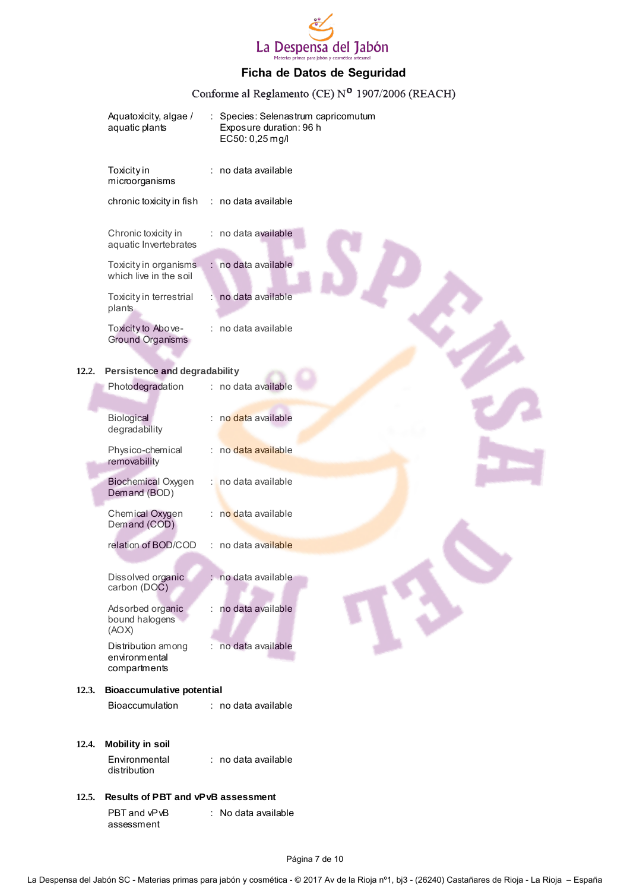| | | |
|---|---|---|
| Aquatoxicity, algae / aquatic plants | : | Species: Selenastrum capricornutum<br>Exposure duration: 96 h<br>EC50: 0,25 mg/l |
| Toxicity in microorganisms | : | no data available |
| chronic toxicity in fish | : | no data available |
| Chronic toxicity in aquatic Invertebrates | : | no data available |
| Toxicity in organisms which live in the soil | : | no data available |
| Toxicity in terrestrial plants | : | no data available |
| Toxicity to Above-Ground Organisms | : | no data available |

### 12.2. Persistence and degradability

| | | |
|---|---|---|
| Photodegradation | : | no data available |
| Biological degradability | : | no data available |
| Physico-chemical removability | : | no data available |
| Biochemical Oxygen Demand (BOD) | : | no data available |
| Chemical Oxygen Demand (COD) | : | no data available |
| relation of BOD/COD | : | no data available |
| Dissolved organic carbon (DOC) | : | no data available |
| Adsorbed organic bound halogens (AOX) | : | no data available |
| Distribution among environmental compartments | : | no data available |

### 12.3. Bioaccumulative potential

| | | |
|---|---|---|
| Bioaccumulation | : | no data available |

### 12.4. Mobility in soil

| | | |
|---|---|---|
| Environmental distribution | : | no data available |

### 12.5. Results of PBT and vPvB assessment

| | | |
|---|---|---|
| PBT and vPvB assessment | : | No data available |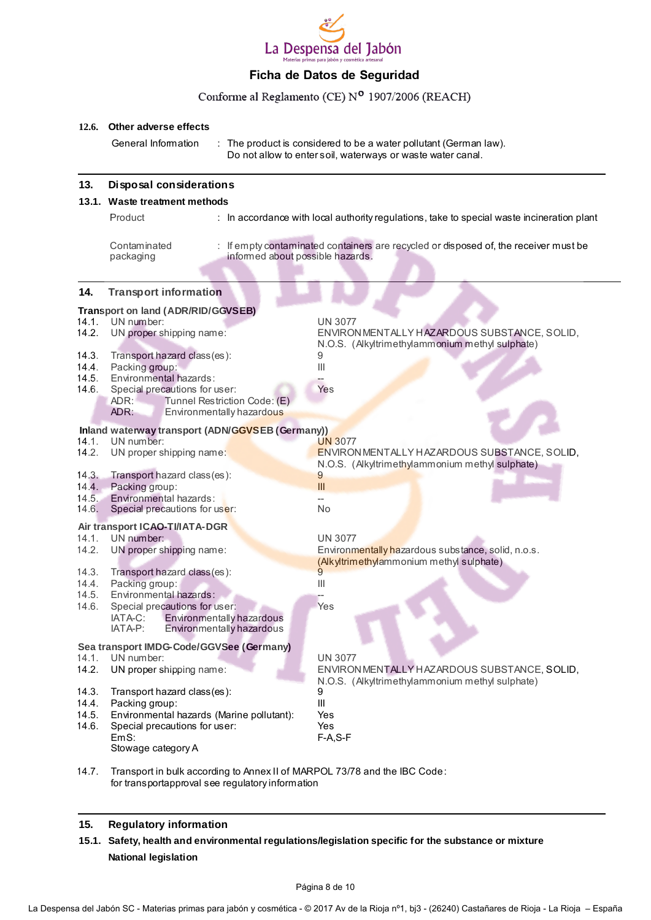#### 12.6. Other adverse effects

| | |
|---|---|
| General Information | : The product is considered to be a water pollutant (German law). Do not allow to enter soil, waterways or waste water canal. |

## 13. Disposal considerations

### 13.1. Waste treatment methods

| | |
|---|---|
| Product | : In accordance with local authority regulations, take to special waste incineration plant |
| Contaminated packaging | : If empty contaminated containers are recycled or disposed of, the receiver must be informed about possible hazards. |

## 14. Transport information

**Transport on land (ADR/RID/GGVSEB)**

| | | |
|---|---|---|
| 14.1. | UN number: | UN 3077 |
| 14.2. | UN proper shipping name: | ENVIRONMENTALLY HAZARDOUS SUBSTANCE, SOLID, N.O.S. (Alkyltrimethylammonium methyl sulphate) |
| 14.3. | Transport hazard class(es): | 9 |
| 14.4. | Packing group: | III |
| 14.5. | Environmental hazards: | -- |
| 14.6. | Special precautions for user: | Yes |
| | ADR: Tunnel Restriction Code: (E) | |
| | ADR: Environmentally hazardous | |

**Inland waterway transport (ADN/GGVSEB (Germany))**

| | | |
|---|---|---|
| 14.1. | UN number: | UN 3077 |
| 14.2. | UN proper shipping name: | ENVIRONMENTALLY HAZARDOUS SUBSTANCE, SOLID, N.O.S. (Alkyltrimethylammonium methyl sulphate) |
| 14.3. | Transport hazard class(es): | 9 |
| 14.4. | Packing group: | III |
| 14.5. | Environmental hazards: | -- |
| 14.6. | Special precautions for user: | No |

**Air transport ICAO-TI/IATA-DGR**

| | | |
|---|---|---|
| 14.1. | UN number: | UN 3077 |
| 14.2. | UN proper shipping name: | Environmentally hazardous substance, solid, n.o.s. (Alkyltrimethylammonium methyl sulphate) |
| 14.3. | Transport hazard class(es): | 9 |
| 14.4. | Packing group: | III |
| 14.5. | Environmental hazards: | -- |
| 14.6. | Special precautions for user: | Yes |
| | IATA-C: Environmentally hazardous | |
| | IATA-P: Environmentally hazardous | |

**Sea transport IMDG-Code/GGVSee (Germany)**

| | | |
|---|---|---|
| 14.1. | UN number: | UN 3077 |
| 14.2. | UN proper shipping name: | ENVIRONMENTALLY HAZARDOUS SUBSTANCE, SOLID, N.O.S. (Alkyltrimethylammonium methyl sulphate) |
| 14.3. | Transport hazard class(es): | 9 |
| 14.4. | Packing group: | III |
| 14.5. | Environmental hazards (Marine pollutant): | Yes |
| 14.6. | Special precautions for user: | Yes |
| | EmS: | F-A,S-F |
| | Stowage category A | |

14.7. Transport in bulk according to Annex II of MARPOL 73/78 and the IBC Code: for transportapproval see regulatory information

## 15. Regulatory information

### 15.1. Safety, health and environmental regulations/legislation specific for the substance or mixture

**National legislation**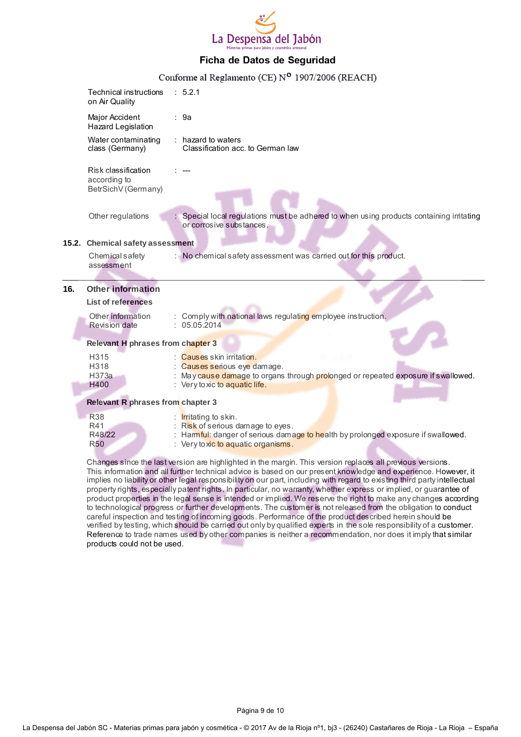| | | |
|---|---|---|
| Technical instructions on Air Quality | : | 5.2.1 |
| Major Accident Hazard Legislation | : | 9a |
| Water contaminating class (Germany) | : | hazard to waters<br>Classification acc. to German law |
| Risk classification according to BetrSichV (Germany) | : | --- |
| Other regulations | : | Special local regulations must be adhered to when using products containing irritating or corrosive substances. |

**15.2. Chemical safety assessment**

| | | |
|---|---|---|
| Chemical safety assessment | : | No chemical safety assessment was carried out for this product. |

## 16. Other information

**List of references**

| | | |
|---|---|---|
| Other information | : | Comply with national laws regulating employee instruction. |
| Revision date | : | 05.05.2014 |

**Relevant H phrases from chapter 3**

| | | |
|---|---|---|
| H315 | : | Causes skin irritation. |
| H318 | : | Causes serious eye damage. |
| H373a | : | May cause damage to organs through prolonged or repeated exposure if swallowed. |
| H400 | : | Very toxic to aquatic life. |

**Relevant R phrases from chapter 3**

| | | |
|---|---|---|
| R38 | : | Irritating to skin. |
| R41 | : | Risk of serious damage to eyes. |
| R48/22 | : | Harmful: danger of serious damage to health by prolonged exposure if swallowed. |
| R50 | : | Very toxic to aquatic organisms. |

Changes since the last version are highlighted in the margin. This version replaces all previous versions.
This information and all further technical advice is based on our present knowledge and experience. However, it implies no liability or other legal responsibility on our part, including with regard to existing third party intellectual property rights, especially patent rights. In particular, no warranty, whether express or implied, or guarantee of product properties in the legal sense is intended or implied. We reserve the right to make any changes according to technological progress or further developments. The customer is not released from the obligation to conduct careful inspection and testing of incoming goods. Performance of the product described herein should be verified by testing, which should be carried out only by qualified experts in the sole responsibility of a customer. Reference to trade names used by other companies is neither a recommendation, nor does it imply that similar products could not be used.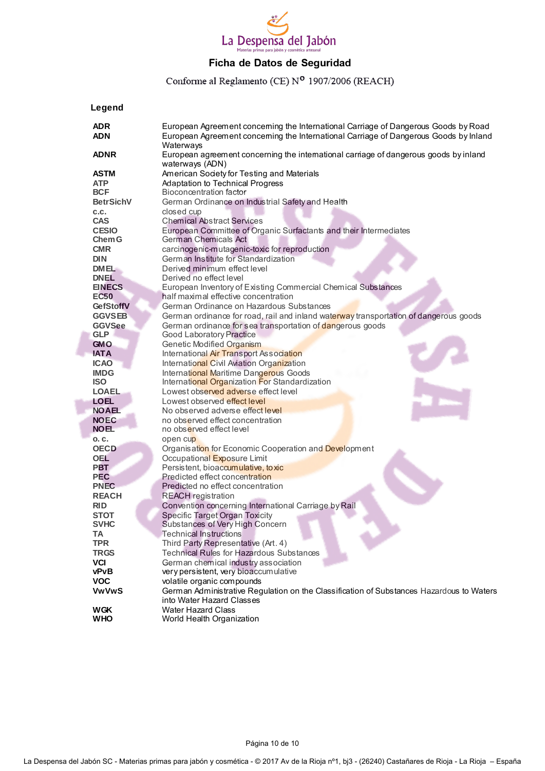# Ficha de Datos de Seguridad

Conforme al Reglamento (CE) Nº 1907/2006 (REACH)

## Legend

| | |
|---|---|
| **ADR** | European Agreement concerning the International Carriage of Dangerous Goods by Road |
| **ADN** | European Agreement concerning the International Carriage of Dangerous Goods by Inland Waterways |
| **ADNR** | European agreement concerning the international carriage of dangerous goods by inland waterways (ADN) |
| **ASTM** | American Society for Testing and Materials |
| **ATP** | Adaptation to Technical Progress |
| **BCF** | Bioconcentration factor |
| **BetrSichV** | German Ordinance on Industrial Safety and Health |
| **c.c.** | closed cup |
| **CAS** | Chemical Abstract Services |
| **CESIO** | European Committee of Organic Surfactants and their Intermediates |
| **ChemG** | German Chemicals Act |
| **CMR** | carcinogenic-mutagenic-toxic for reproduction |
| **DIN** | German Institute for Standardization |
| **DMEL** | Derived minimum effect level |
| **DNEL** | Derived no effect level |
| **EINECS** | European Inventory of Existing Commercial Chemical Substances |
| **EC50** | half maximal effective concentration |
| **GefStoffV** | German Ordinance on Hazardous Substances |
| **GGVSEB** | German ordinance for road, rail and inland waterway transportation of dangerous goods |
| **GGVSee** | German ordinance for sea transportation of dangerous goods |
| **GLP** | Good Laboratory Practice |
| **GMO** | Genetic Modified Organism |
| **IATA** | International Air Transport Association |
| **ICAO** | International Civil Aviation Organization |
| **IMDG** | International Maritime Dangerous Goods |
| **ISO** | International Organization For Standardization |
| **LOAEL** | Lowest observed adverse effect level |
| **LOEL** | Lowest observed effect level |
| **NOAEL** | No observed adverse effect level |
| **NOEC** | no observed effect concentration |
| **NOEL** | no observed effect level |
| **o. c.** | open cup |
| **OECD** | Organisation for Economic Cooperation and Development |
| **OEL** | Occupational Exposure Limit |
| **PBT** | Persistent, bioaccumulative, toxic |
| **PEC** | Predicted effect concentration |
| **PNEC** | Predicted no effect concentration |
| **REACH** | REACH registration |
| **RID** | Convention concerning International Carriage by Rail |
| **STOT** | Specific Target Organ Toxicity |
| **SVHC** | Substances of Very High Concern |
| **TA** | Technical Instructions |
| **TPR** | Third Party Representative (Art. 4) |
| **TRGS** | Technical Rules for Hazardous Substances |
| **VCI** | German chemical industry association |
| **vPvB** | very persistent, very bioaccumulative |
| **VOC** | volatile organic compounds |
| **VwVwS** | German Administrative Regulation on the Classification of Substances Hazardous to Waters into Water Hazard Classes |
| **WGK** | Water Hazard Class |
| **WHO** | World Health Organization |